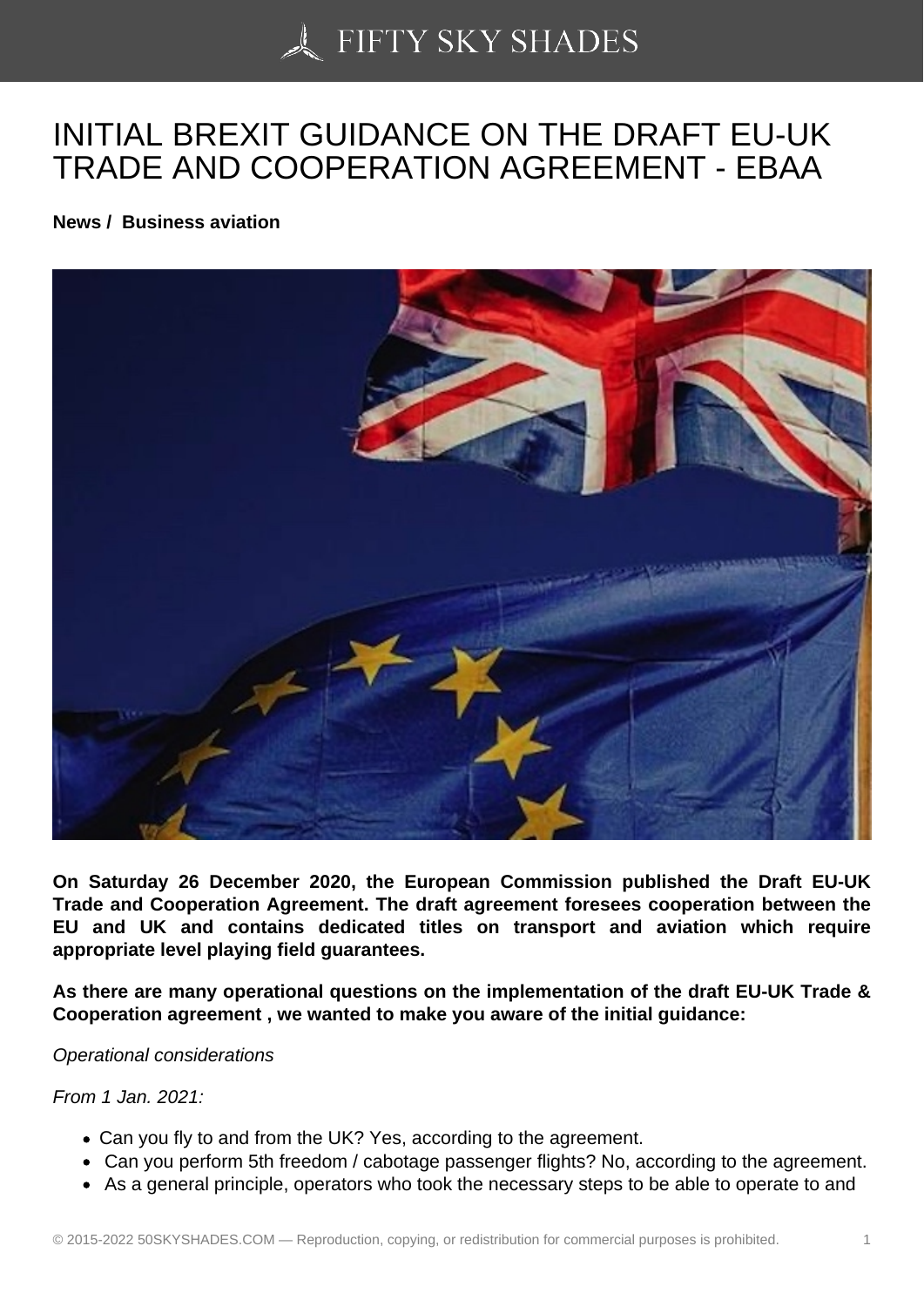# INITIAL BREXIT GUIDANCE ON THE DRAFT EU-UK TRADE AND COOPERATION AGREEMENT - EBAA

**News / Business aviation**

**On Saturday 26 December 2020, the European Commission published the Draft EU-UK Trade and Cooperation Agreement. The draft agreement foresees cooperation between the EU and UK and contains dedicated titles on transport and aviation which require appropriate level playing field guarantees.**

**As there are many operational questions on the implementation of the draft EU-UK Trade & Cooperation agreement , we wanted to make you aware of the initial guidance:**

*Operational considerations*

*From 1 Jan. 2021:*

- Can you fly to and from the UK? Yes, according to the agreement.
- Can you perform 5th freedom / cabotage passenger flights? No, according to the agreement.
- As a general principle, operators who took the necessary steps to be able to operate to and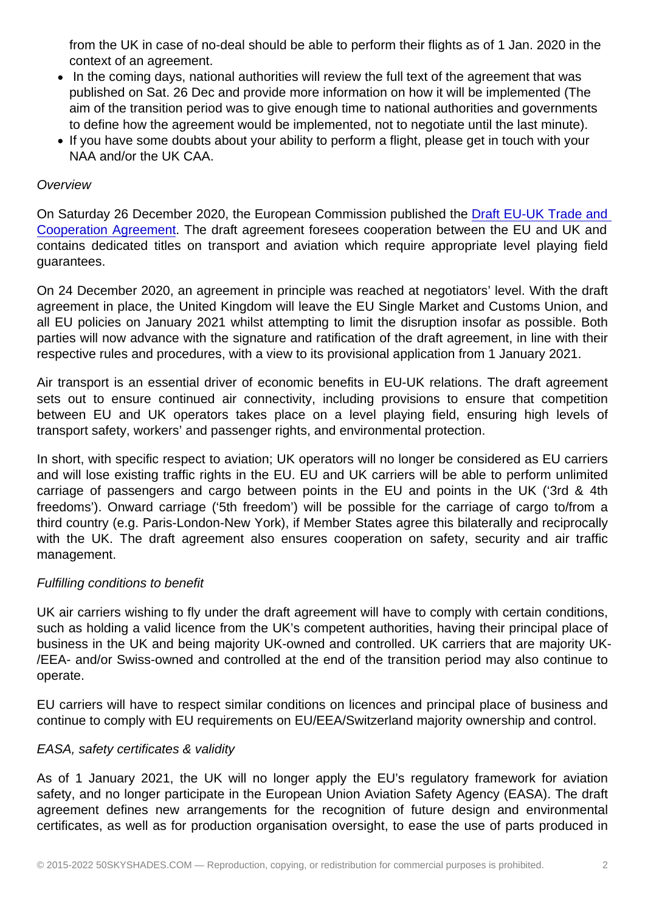from the UK in case of no-deal should be able to perform their flights as of 1 Jan. 2020 in the context of an agreement.

- In the coming days, national authorities will review the full text of the agreement that was published on Sat. 26 Dec and provide more information on how it will be implemented (The aim of the transition period was to give enough time to national authorities and governments to define how the agreement would be implemented, not to negotiate until the last minute).
- If you have some doubts about your ability to perform a flight, please get in touch with your NAA and/or the UK CAA.

*Overview*

On Saturday 26 December 2020, the European Commission published the Draft EU-UK Trade and Cooperation Agreement. The draft agreement foresees cooperation between the EU and UK and contains dedicated titles on transport and aviation which require appropriate level playing field guarantees.

On 24 December 2020, an agreement in principle was reached at negotiators' level. With the draft agreement in place, the United Kingdom will leave the EU Single Market and Customs Union, and all EU policies on January 2021 whilst attempting to limit the disruption insofar as possible. Both parties will now advance with the signature and ratification of the draft agreement, in line with their respective rules and procedures, with a view to its provisional application from 1 January 2021.

Air transport is an essential driver of economic benefits in EU-UK relations. The draft agreement sets out to ensure continued air connectivity, including provisions to ensure that competition between EU and UK operators takes place on a level playing field, ensuring high levels of transport safety, workers' and passenger rights, and environmental protection.

In short, with specific respect to aviation; UK operators will no longer be considered as EU carriers and will lose existing traffic rights in the EU. EU and UK carriers will be able to perform unlimited carriage of passengers and cargo between points in the EU and points in the UK ('3rd & 4th freedoms'). Onward carriage ('5th freedom') will be possible for the carriage of cargo to/from a third country (e.g. Paris-London-New York), if Member States agree this bilaterally and reciprocally with the UK. The draft agreement also ensures cooperation on safety, security and air traffic management.

*Fulfilling conditions to benefit*

UK air carriers wishing to fly under the draft agreement will have to comply with certain conditions, such as holding a valid licence from the UK's competent authorities, having their principal place of business in the UK and being majority UK-owned and controlled. UK carriers that are majority UK-/EEA- and/or Swiss-owned and controlled at the end of the transition period may also continue to operate.

EU carriers will have to respect similar conditions on licences and principal place of business and continue to comply with EU requirements on EU/EEA/Switzerland majority ownership and control.

*EASA, safety certificates & validity*

As of 1 January 2021, the UK will no longer apply the EU's regulatory framework for aviation safety, and no longer participate in the European Union Aviation Safety Agency (EASA). The draft agreement defines new arrangements for the recognition of future design and environmental certificates, as well as for production organisation oversight, to ease the use of parts produced in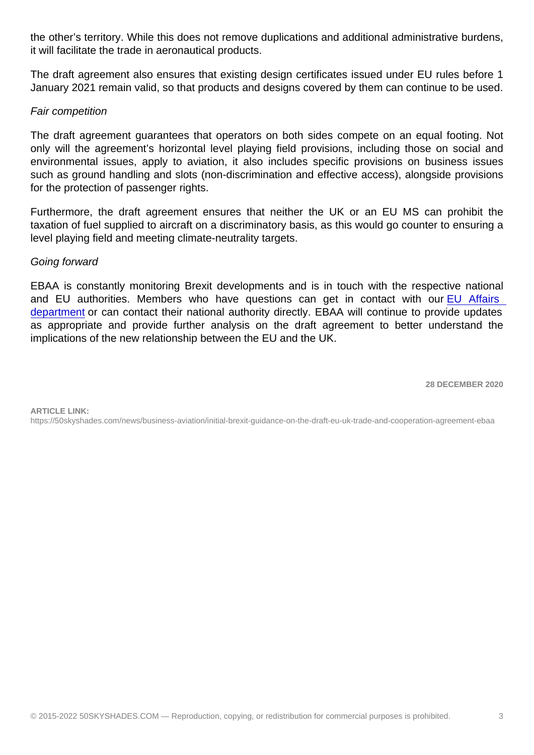the other's territory. While this does not remove duplications and additional administrative burdens, it will facilitate the trade in aeronautical products.

The draft agreement also ensures that existing design certificates issued under EU rules before 1 January 2021 remain valid, so that products and designs covered by them can continue to be used.

*Fair competition*

The draft agreement guarantees that operators on both sides compete on an equal footing. Not only will the agreement's horizontal level playing field provisions, including those on social and environmental issues, apply to aviation, it also includes specific provisions on business issues such as ground handling and slots (non-discrimination and effective access), alongside provisions for the protection of passenger rights.

Furthermore, the draft agreement ensures that neither the UK or an EU MS can prohibit the taxation of fuel supplied to aircraft on a discriminatory basis, as this would go counter to ensuring a level playing field and meeting climate-neutrality targets.

*Going forward*

EBAA is constantly monitoring Brexit developments and is in touch with the respective national and EU authorities. Members who have questions can get in contact with our EU Affairs department or can contact their national authority directly. EBAA will continue to provide updates as appropriate and provide further analysis on the draft agreement to better understand the implications of the new relationship between the EU and the UK.

**28 DECEMBER 2020**

**ARTICLE LINK:**
https://50skyshades.com/news/business-aviation/initial-brexit-guidance-on-the-draft-eu-uk-trade-and-cooperation-agreement-ebaa